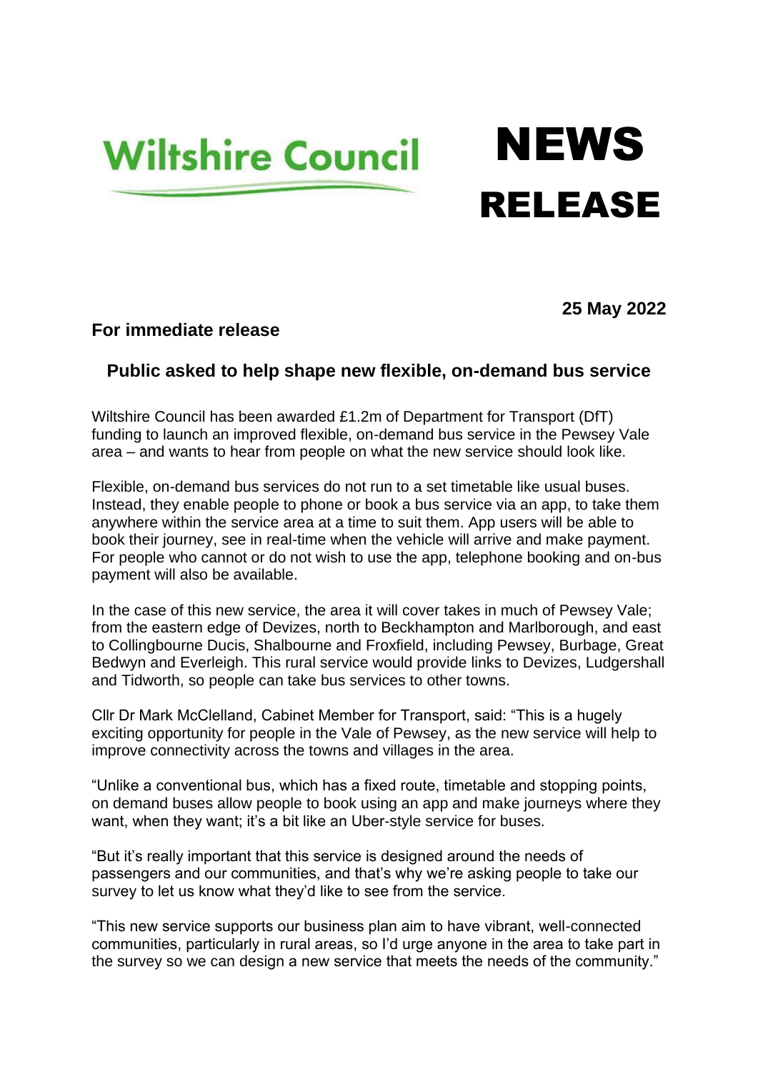Wiltshire Council

# NEWS RELEASE

**25 May 2022**

**For immediate release**

## Public asked to help shape new flexible, on-demand bus service

Wiltshire Council has been awarded £1.2m of Department for Transport (DfT) funding to launch an improved flexible, on-demand bus service in the Pewsey Vale area – and wants to hear from people on what the new service should look like.

Flexible, on-demand bus services do not run to a set timetable like usual buses. Instead, they enable people to phone or book a bus service via an app, to take them anywhere within the service area at a time to suit them. App users will be able to book their journey, see in real-time when the vehicle will arrive and make payment. For people who cannot or do not wish to use the app, telephone booking and on-bus payment will also be available.

In the case of this new service, the area it will cover takes in much of Pewsey Vale; from the eastern edge of Devizes, north to Beckhampton and Marlborough, and east to Collingbourne Ducis, Shalbourne and Froxfield, including Pewsey, Burbage, Great Bedwyn and Everleigh. This rural service would provide links to Devizes, Ludgershall and Tidworth, so people can take bus services to other towns.

Cllr Dr Mark McClelland, Cabinet Member for Transport, said: "This is a hugely exciting opportunity for people in the Vale of Pewsey, as the new service will help to improve connectivity across the towns and villages in the area.

"Unlike a conventional bus, which has a fixed route, timetable and stopping points, on demand buses allow people to book using an app and make journeys where they want, when they want; it's a bit like an Uber-style service for buses.

"But it's really important that this service is designed around the needs of passengers and our communities, and that's why we're asking people to take our survey to let us know what they'd like to see from the service.

"This new service supports our business plan aim to have vibrant, well-connected communities, particularly in rural areas, so I'd urge anyone in the area to take part in the survey so we can design a new service that meets the needs of the community."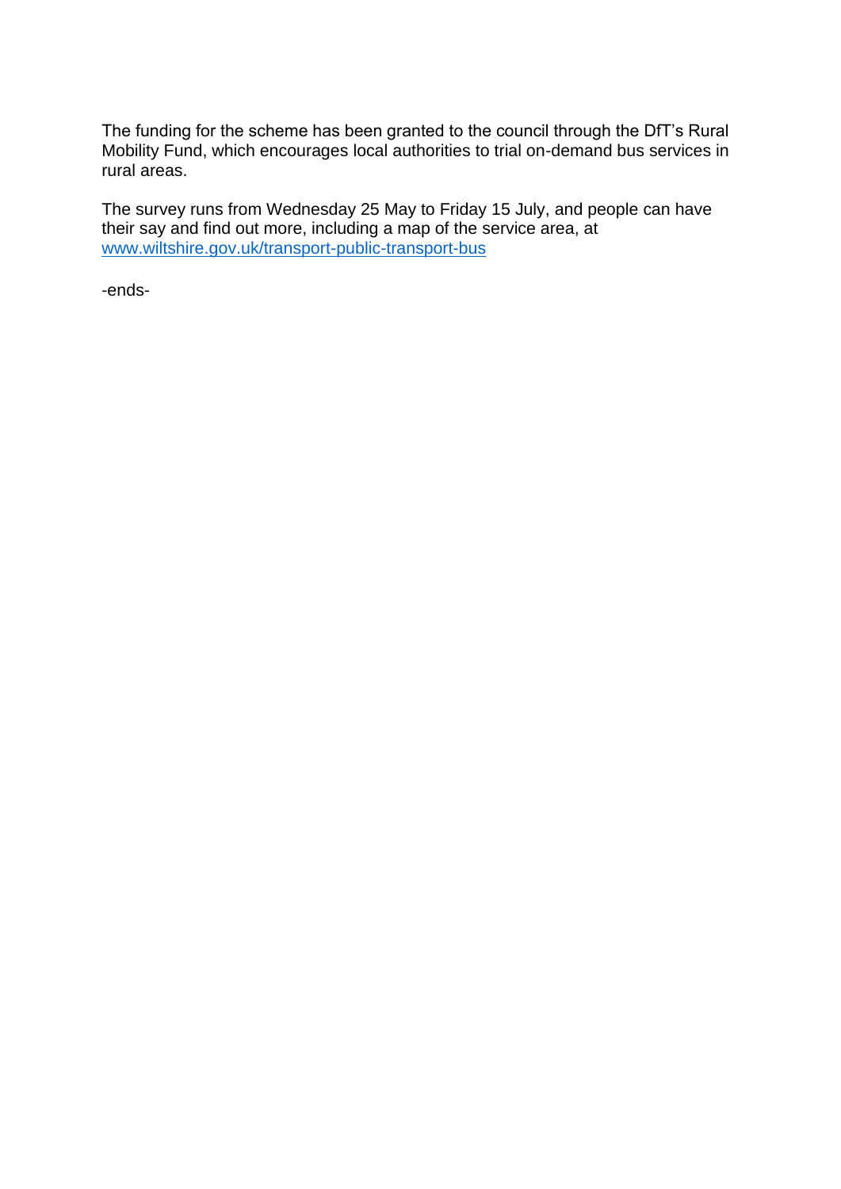The funding for the scheme has been granted to the council through the DfT's Rural Mobility Fund, which encourages local authorities to trial on-demand bus services in rural areas.

The survey runs from Wednesday 25 May to Friday 15 July, and people can have their say and find out more, including a map of the service area, at [www.wiltshire.gov.uk/transport-public-transport-bus](http://www.wiltshire.gov.uk/transport-public-transport-bus)

-ends-